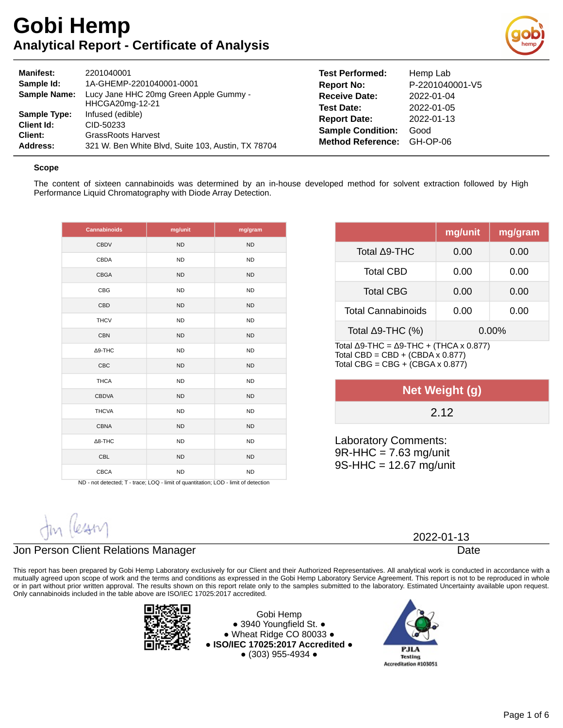# Gobi Hemp

## Analytical Report - Certificate of Analysis

**Manifest:** 2201040001
**Sample Id:** 1A-GHEMP-2201040001-0001
**Sample Name:** Lucy Jane HHC 20mg Green Apple Gummy - HHCGA20mg-12-21
**Sample Type:** Infused (edible)
**Client Id:** CID-50233
**Client:** GrassRoots Harvest
**Address:** 321 W. Ben White Blvd, Suite 103, Austin, TX 78704

**Test Performed:** Hemp Lab
**Report No:** P-2201040001-V5
**Receive Date:** 2022-01-04
**Test Date:** 2022-01-05
**Report Date:** 2022-01-13
**Sample Condition:** Good
**Method Reference:** GH-OP-06

### Scope

The content of sixteen cannabinoids was determined by an in-house developed method for solvent extraction followed by High Performance Liquid Chromatography with Diode Array Detection.

| Cannabinoids | mg/unit | mg/gram |
|---|---|---|
| CBDV | ND | ND |
| CBDA | ND | ND |
| CBGA | ND | ND |
| CBG | ND | ND |
| CBD | ND | ND |
| THCV | ND | ND |
| CBN | ND | ND |
| Δ9-THC | ND | ND |
| CBC | ND | ND |
| THCA | ND | ND |
| CBDVA | ND | ND |
| THCVA | ND | ND |
| CBNA | ND | ND |
| Δ8-THC | ND | ND |
| CBL | ND | ND |
| CBCA | ND | ND |

ND - not detected; T - trace; LOQ - limit of quantitation; LOD - limit of detection

| | mg/unit | mg/gram |
|---|---|---|
| Total Δ9-THC | 0.00 | 0.00 |
| Total CBD | 0.00 | 0.00 |
| Total CBG | 0.00 | 0.00 |
| Total Cannabinoids | 0.00 | 0.00 |
| Total Δ9-THC (%) | 0.00% | |

Total Δ9-THC = Δ9-THC + (THCA x 0.877)
Total CBD = CBD + (CBDA x 0.877)
Total CBG = CBG + (CBGA x 0.877)

| Net Weight (g) |
|---|
| 2.12 |

Laboratory Comments:
9R-HHC = 7.63 mg/unit
9S-HHC = 12.67 mg/unit

Jon Person Client Relations Manager

2022-01-13
Date

This report has been prepared by Gobi Hemp Laboratory exclusively for our Client and their Authorized Representatives. All analytical work is conducted in accordance with a mutually agreed upon scope of work and the terms and conditions as expressed in the Gobi Hemp Laboratory Service Agreement. This report is not to be reproduced in whole or in part without prior written approval. The results shown on this report relate only to the samples submitted to the laboratory. Estimated Uncertainty available upon request. Only cannabinoids included in the table above are ISO/IEC 17025:2017 accredited.

Gobi Hemp
• 3940 Youngfield St. •
• Wheat Ridge CO 80033 •
• **ISO/IEC 17025:2017 Accredited** •
• (303) 955-4934 •

PJLA Testing Accreditation #103051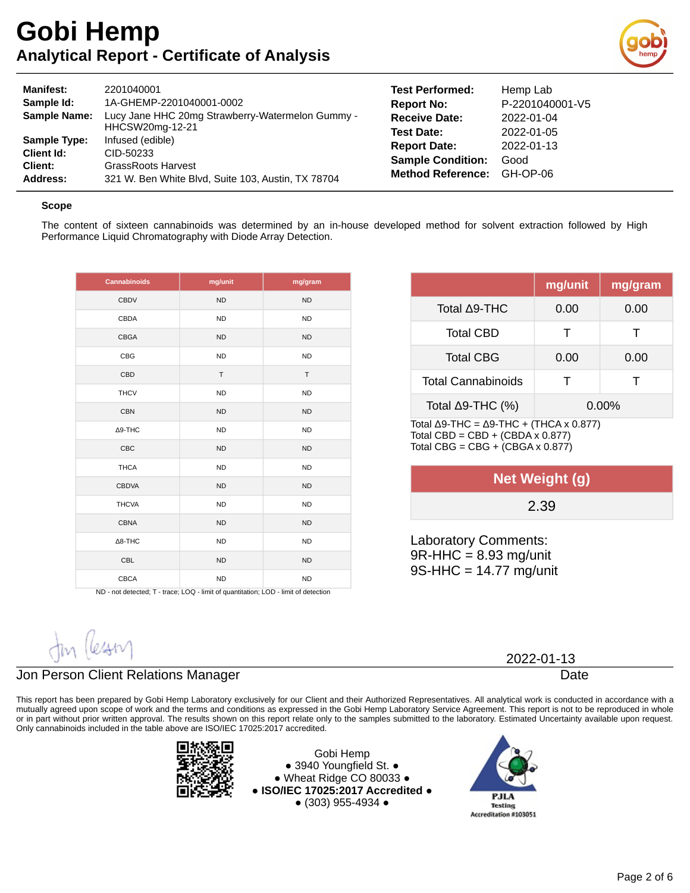# Gobi Hemp

## Analytical Report - Certificate of Analysis

| | | | |
|---|---|---|---|
| **Manifest:** | 2201040001 | **Test Performed:** | Hemp Lab |
| **Sample Id:** | 1A-GHEMP-2201040001-0002 | **Report No:** | P-2201040001-V5 |
| **Sample Name:** | Lucy Jane HHC 20mg Strawberry-Watermelon Gummy - HHCSW20mg-12-21 | **Receive Date:** | 2022-01-04 |
| **Sample Type:** | Infused (edible) | **Test Date:** | 2022-01-05 |
| **Client Id:** | CID-50233 | **Report Date:** | 2022-01-13 |
| **Client:** | GrassRoots Harvest | **Sample Condition:** | Good |
| **Address:** | 321 W. Ben White Blvd, Suite 103, Austin, TX 78704 | **Method Reference:** | GH-OP-06 |

**Scope**

The content of sixteen cannabinoids was determined by an in-house developed method for solvent extraction followed by High Performance Liquid Chromatography with Diode Array Detection.

| Cannabinoids | mg/unit | mg/gram |
|---|---|---|
| CBDV | ND | ND |
| CBDA | ND | ND |
| CBGA | ND | ND |
| CBG | ND | ND |
| CBD | T | T |
| THCV | ND | ND |
| CBN | ND | ND |
| Δ9-THC | ND | ND |
| CBC | ND | ND |
| THCA | ND | ND |
| CBDVA | ND | ND |
| THCVA | ND | ND |
| CBNA | ND | ND |
| Δ8-THC | ND | ND |
| CBL | ND | ND |
| CBCA | ND | ND |

ND - not detected; T - trace; LOQ - limit of quantitation; LOD - limit of detection

| | mg/unit | mg/gram |
|---|---|---|
| Total Δ9-THC | 0.00 | 0.00 |
| Total CBD | T | T |
| Total CBG | 0.00 | 0.00 |
| Total Cannabinoids | T | T |
| Total Δ9-THC (%) | 0.00% | |

Total Δ9-THC = Δ9-THC + (THCA x 0.877)
Total CBD = CBD + (CBDA x 0.877)
Total CBG = CBG + (CBGA x 0.877)

| Net Weight (g) |
|---|
| 2.39 |

Laboratory Comments:
9R-HHC = 8.93 mg/unit
9S-HHC = 14.77 mg/unit

Jon Person Client Relations Manager

2022-01-13
Date

This report has been prepared by Gobi Hemp Laboratory exclusively for our Client and their Authorized Representatives. All analytical work is conducted in accordance with a mutually agreed upon scope of work and the terms and conditions as expressed in the Gobi Hemp Laboratory Service Agreement. This report is not to be reproduced in whole or in part without prior written approval. The results shown on this report relate only to the samples submitted to the laboratory. Estimated Uncertainty available upon request. Only cannabinoids included in the table above are ISO/IEC 17025:2017 accredited.

Gobi Hemp
● 3940 Youngfield St. ●
● Wheat Ridge CO 80033 ●
● **ISO/IEC 17025:2017 Accredited** ●
● (303) 955-4934 ●

PJLA Testing Accreditation #103051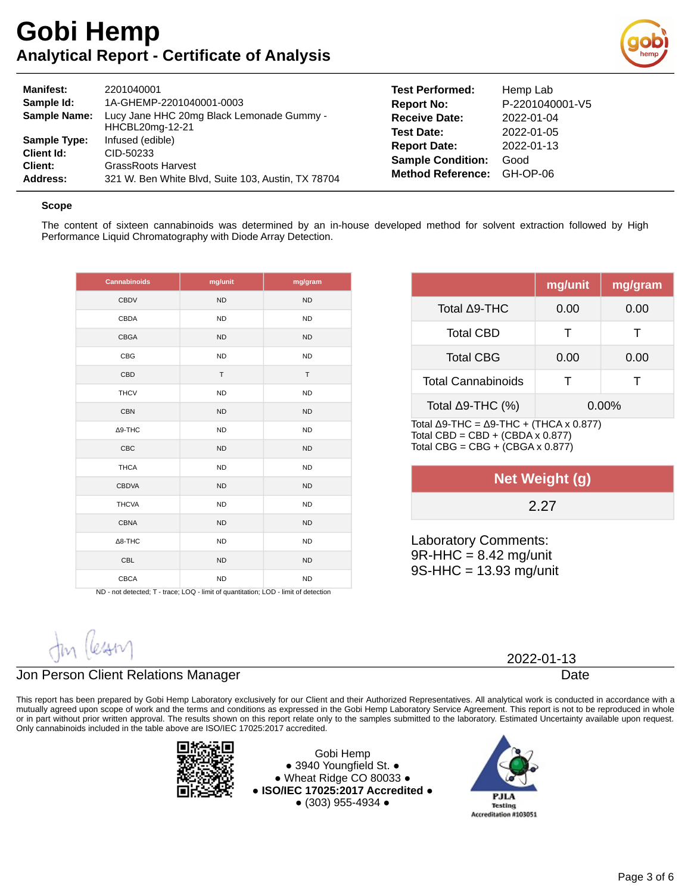# Gobi Hemp

## Analytical Report - Certificate of Analysis

| | | | |
|---|---|---|---|
| **Manifest:** | 2201040001 | **Test Performed:** | Hemp Lab |
| **Sample Id:** | 1A-GHEMP-2201040001-0003 | **Report No:** | P-2201040001-V5 |
| **Sample Name:** | Lucy Jane HHC 20mg Black Lemonade Gummy - HHCBL20mg-12-21 | **Receive Date:** | 2022-01-04 |
| **Sample Type:** | Infused (edible) | **Test Date:** | 2022-01-05 |
| **Client Id:** | CID-50233 | **Report Date:** | 2022-01-13 |
| **Client:** | GrassRoots Harvest | **Sample Condition:** | Good |
| **Address:** | 321 W. Ben White Blvd, Suite 103, Austin, TX 78704 | **Method Reference:** | GH-OP-06 |

**Scope**

The content of sixteen cannabinoids was determined by an in-house developed method for solvent extraction followed by High Performance Liquid Chromatography with Diode Array Detection.

| Cannabinoids | mg/unit | mg/gram |
|---|---|---|
| CBDV | ND | ND |
| CBDA | ND | ND |
| CBGA | ND | ND |
| CBG | ND | ND |
| CBD | T | T |
| THCV | ND | ND |
| CBN | ND | ND |
| Δ9-THC | ND | ND |
| CBC | ND | ND |
| THCA | ND | ND |
| CBDVA | ND | ND |
| THCVA | ND | ND |
| CBNA | ND | ND |
| Δ8-THC | ND | ND |
| CBL | ND | ND |
| CBCA | ND | ND |

ND - not detected; T - trace; LOQ - limit of quantitation; LOD - limit of detection

| | mg/unit | mg/gram |
|---|---|---|
| Total Δ9-THC | 0.00 | 0.00 |
| Total CBD | T | T |
| Total CBG | 0.00 | 0.00 |
| Total Cannabinoids | T | T |
| Total Δ9-THC (%) | 0.00% | |

Total Δ9-THC = Δ9-THC + (THCA x 0.877)
Total CBD = CBD + (CBDA x 0.877)
Total CBG = CBG + (CBGA x 0.877)

| Net Weight (g) |
|---|
| 2.27 |

Laboratory Comments:
9R-HHC = 8.42 mg/unit
9S-HHC = 13.93 mg/unit

Jon Person Client Relations Manager

2022-01-13
Date

This report has been prepared by Gobi Hemp Laboratory exclusively for our Client and their Authorized Representatives. All analytical work is conducted in accordance with a mutually agreed upon scope of work and the terms and conditions as expressed in the Gobi Hemp Laboratory Service Agreement. This report is not to be reproduced in whole or in part without prior written approval. The results shown on this report relate only to the samples submitted to the laboratory. Estimated Uncertainty available upon request. Only cannabinoids included in the table above are ISO/IEC 17025:2017 accredited.

Gobi Hemp
• 3940 Youngfield St. •
• Wheat Ridge CO 80033 •
• **ISO/IEC 17025:2017 Accredited** •
• (303) 955-4934 •

PJLA Testing Accreditation #103051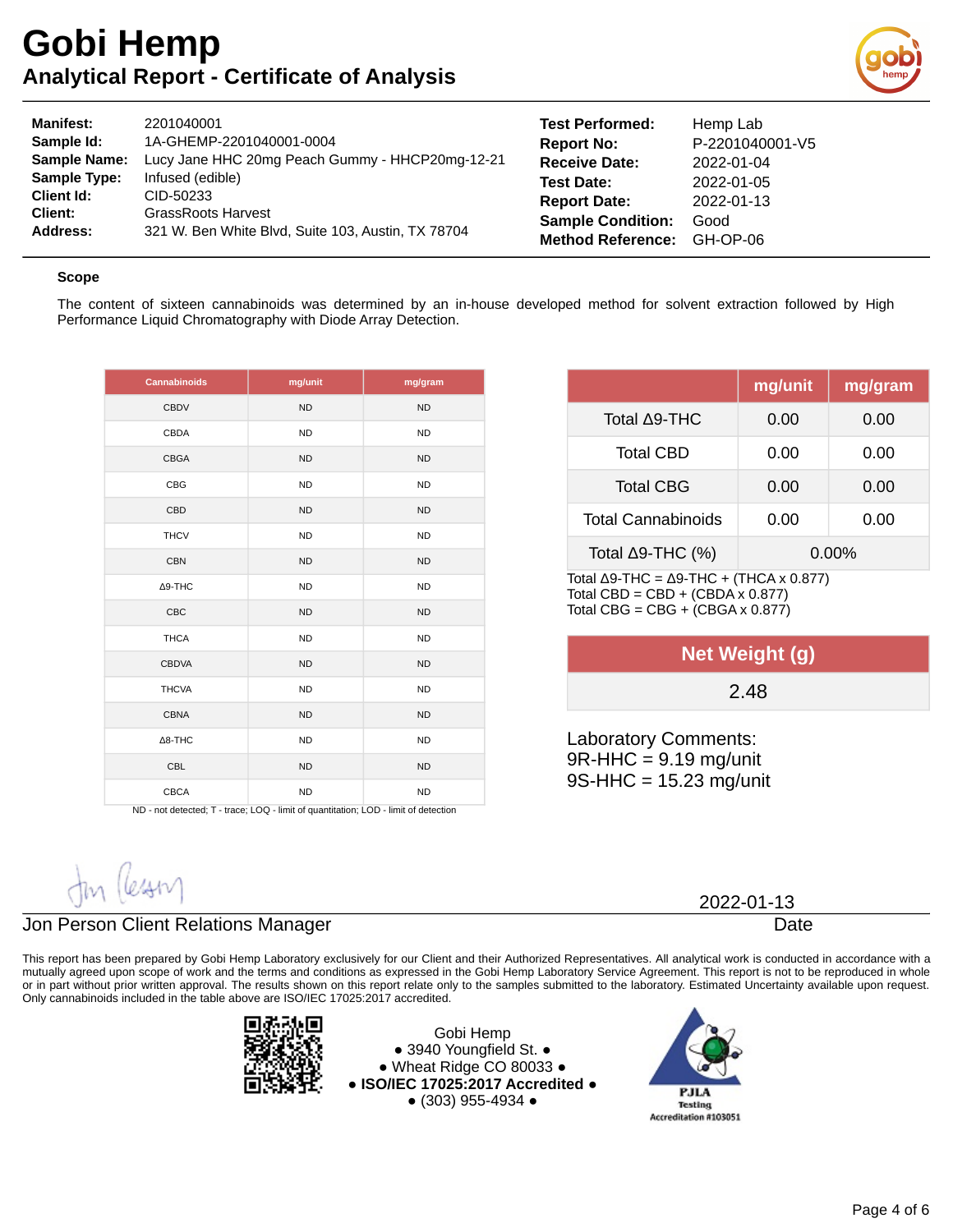# Gobi Hemp

## Analytical Report - Certificate of Analysis

| | | | |
|---|---|---|---|
| **Manifest:** | 2201040001 | **Test Performed:** | Hemp Lab |
| **Sample Id:** | 1A-GHEMP-2201040001-0004 | **Report No:** | P-2201040001-V5 |
| **Sample Name:** | Lucy Jane HHC 20mg Peach Gummy - HHCP20mg-12-21 | **Receive Date:** | 2022-01-04 |
| **Sample Type:** | Infused (edible) | **Test Date:** | 2022-01-05 |
| **Client Id:** | CID-50233 | **Report Date:** | 2022-01-13 |
| **Client:** | GrassRoots Harvest | **Sample Condition:** | Good |
| **Address:** | 321 W. Ben White Blvd, Suite 103, Austin, TX 78704 | **Method Reference:** | GH-OP-06 |

### Scope

The content of sixteen cannabinoids was determined by an in-house developed method for solvent extraction followed by High Performance Liquid Chromatography with Diode Array Detection.

| Cannabinoids | mg/unit | mg/gram |
|---|---|---|
| CBDV | ND | ND |
| CBDA | ND | ND |
| CBGA | ND | ND |
| CBG | ND | ND |
| CBD | ND | ND |
| THCV | ND | ND |
| CBN | ND | ND |
| Δ9-THC | ND | ND |
| CBC | ND | ND |
| THCA | ND | ND |
| CBDVA | ND | ND |
| THCVA | ND | ND |
| CBNA | ND | ND |
| Δ8-THC | ND | ND |
| CBL | ND | ND |
| CBCA | ND | ND |

ND - not detected; T - trace; LOQ - limit of quantitation; LOD - limit of detection

| | mg/unit | mg/gram |
|---|---|---|
| Total Δ9-THC | 0.00 | 0.00 |
| Total CBD | 0.00 | 0.00 |
| Total CBG | 0.00 | 0.00 |
| Total Cannabinoids | 0.00 | 0.00 |
| Total Δ9-THC (%) | 0.00% | |

Total Δ9-THC = Δ9-THC + (THCA x 0.877)
Total CBD = CBD + (CBDA x 0.877)
Total CBG = CBG + (CBGA x 0.877)

| Net Weight (g) |
|---|
| 2.48 |

Laboratory Comments:
9R-HHC = 9.19 mg/unit
9S-HHC = 15.23 mg/unit

Jon Person Client Relations Manager

2022-01-13
Date

This report has been prepared by Gobi Hemp Laboratory exclusively for our Client and their Authorized Representatives. All analytical work is conducted in accordance with a mutually agreed upon scope of work and the terms and conditions as expressed in the Gobi Hemp Laboratory Service Agreement. This report is not to be reproduced in whole or in part without prior written approval. The results shown on this report relate only to the samples submitted to the laboratory. Estimated Uncertainty available upon request. Only cannabinoids included in the table above are ISO/IEC 17025:2017 accredited.

Gobi Hemp
• 3940 Youngfield St. •
• Wheat Ridge CO 80033 •
• **ISO/IEC 17025:2017 Accredited** •
• (303) 955-4934 •

PJLA Testing Accreditation #103051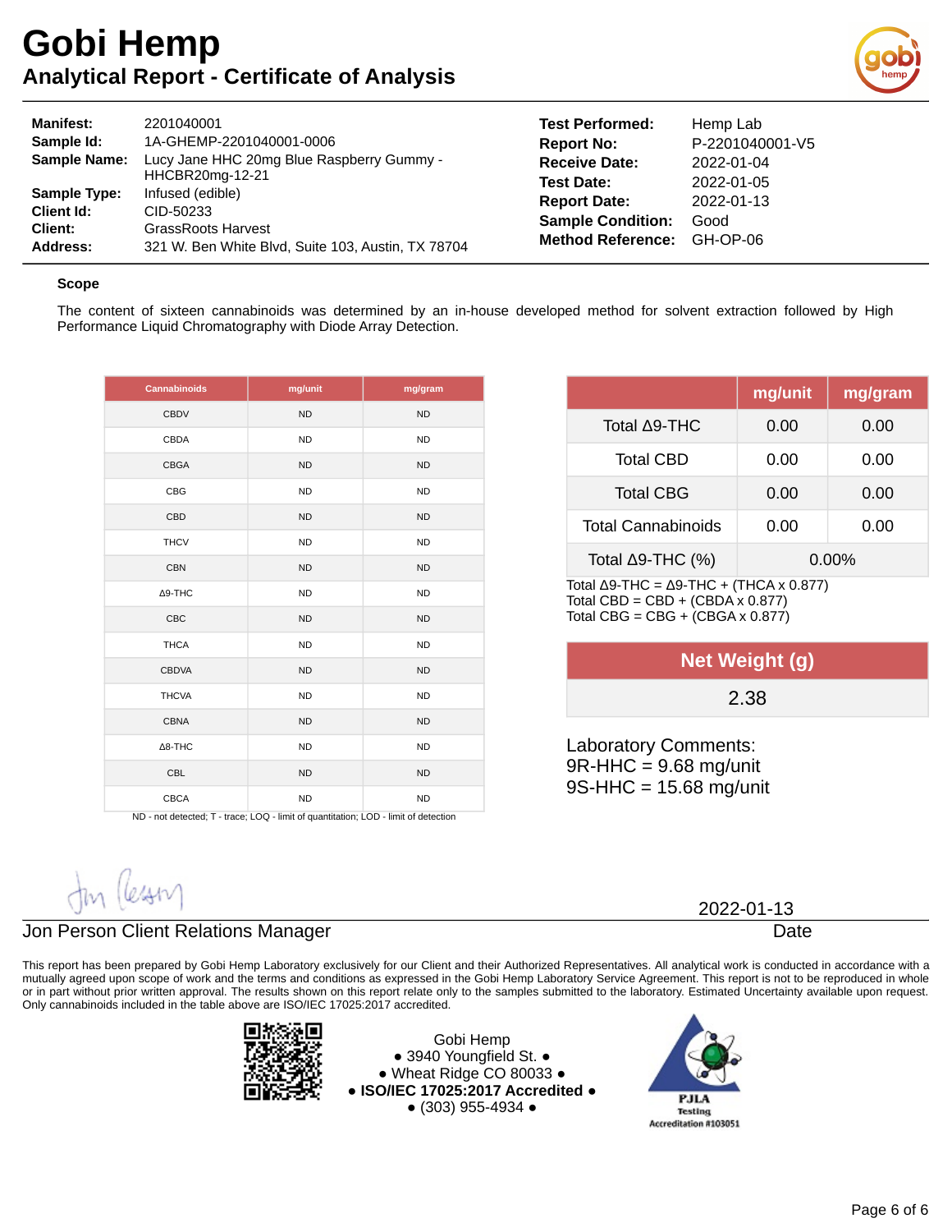# Gobi Hemp

## Analytical Report - Certificate of Analysis

| | | | |
|---|---|---|---|
| **Manifest:** | 2201040001 | **Test Performed:** | Hemp Lab |
| **Sample Id:** | 1A-GHEMP-2201040001-0006 | **Report No:** | P-2201040001-V5 |
| **Sample Name:** | Lucy Jane HHC 20mg Blue Raspberry Gummy - HHCBR20mg-12-21 | **Receive Date:** | 2022-01-04 |
| **Sample Type:** | Infused (edible) | **Test Date:** | 2022-01-05 |
| **Client Id:** | CID-50233 | **Report Date:** | 2022-01-13 |
| **Client:** | GrassRoots Harvest | **Sample Condition:** | Good |
| **Address:** | 321 W. Ben White Blvd, Suite 103, Austin, TX 78704 | **Method Reference:** | GH-OP-06 |

**Scope**

The content of sixteen cannabinoids was determined by an in-house developed method for solvent extraction followed by High Performance Liquid Chromatography with Diode Array Detection.

| Cannabinoids | mg/unit | mg/gram |
|---|---|---|
| CBDV | ND | ND |
| CBDA | ND | ND |
| CBGA | ND | ND |
| CBG | ND | ND |
| CBD | ND | ND |
| THCV | ND | ND |
| CBN | ND | ND |
| Δ9-THC | ND | ND |
| CBC | ND | ND |
| THCA | ND | ND |
| CBDVA | ND | ND |
| THCVA | ND | ND |
| CBNA | ND | ND |
| Δ8-THC | ND | ND |
| CBL | ND | ND |
| CBCA | ND | ND |

ND - not detected; T - trace; LOQ - limit of quantitation; LOD - limit of detection

| | mg/unit | mg/gram |
|---|---|---|
| Total Δ9-THC | 0.00 | 0.00 |
| Total CBD | 0.00 | 0.00 |
| Total CBG | 0.00 | 0.00 |
| Total Cannabinoids | 0.00 | 0.00 |
| Total Δ9-THC (%) | 0.00% | |

Total Δ9-THC = Δ9-THC + (THCA x 0.877)
Total CBD = CBD + (CBDA x 0.877)
Total CBG = CBG + (CBGA x 0.877)

| Net Weight (g) |
|---|
| 2.38 |

Laboratory Comments:
9R-HHC = 9.68 mg/unit
9S-HHC = 15.68 mg/unit

Jon Person Client Relations Manager

2022-01-13
Date

This report has been prepared by Gobi Hemp Laboratory exclusively for our Client and their Authorized Representatives. All analytical work is conducted in accordance with a mutually agreed upon scope of work and the terms and conditions as expressed in the Gobi Hemp Laboratory Service Agreement. This report is not to be reproduced in whole or in part without prior written approval. The results shown on this report relate only to the samples submitted to the laboratory. Estimated Uncertainty available upon request. Only cannabinoids included in the table above are ISO/IEC 17025:2017 accredited.

Gobi Hemp
● 3940 Youngfield St. ●
● Wheat Ridge CO 80033 ●
● **ISO/IEC 17025:2017 Accredited** ●
● (303) 955-4934 ●

PJLA Testing Accreditation #103051